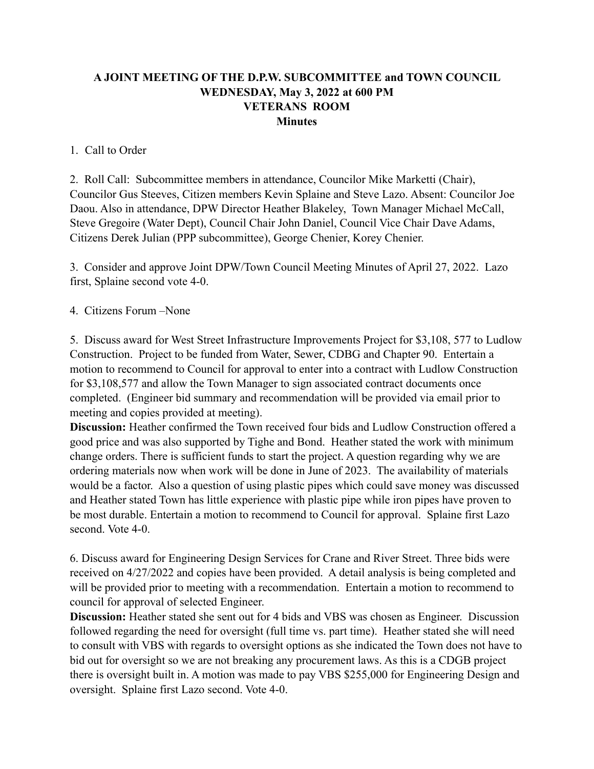# A JOINT MEETING OF THE D.P.W. SUBCOMMITTEE and TOWN COUNCIL
## WEDNESDAY, May 3, 2022 at 600 PM
## VETERANS ROOM
## Minutes

1. Call to Order

2. Roll Call: Subcommittee members in attendance, Councilor Mike Marketti (Chair), Councilor Gus Steeves, Citizen members Kevin Splaine and Steve Lazo. Absent: Councilor Joe Daou. Also in attendance, DPW Director Heather Blakeley, Town Manager Michael McCall, Steve Gregoire (Water Dept), Council Chair John Daniel, Council Vice Chair Dave Adams, Citizens Derek Julian (PPP subcommittee), George Chenier, Korey Chenier.

3. Consider and approve Joint DPW/Town Council Meeting Minutes of April 27, 2022. Lazo first, Splaine second vote 4-0.

4. Citizens Forum –None

5. Discuss award for West Street Infrastructure Improvements Project for $3,108, 577 to Ludlow Construction. Project to be funded from Water, Sewer, CDBG and Chapter 90. Entertain a motion to recommend to Council for approval to enter into a contract with Ludlow Construction for $3,108,577 and allow the Town Manager to sign associated contract documents once completed. (Engineer bid summary and recommendation will be provided via email prior to meeting and copies provided at meeting).

**Discussion:** Heather confirmed the Town received four bids and Ludlow Construction offered a good price and was also supported by Tighe and Bond. Heather stated the work with minimum change orders. There is sufficient funds to start the project. A question regarding why we are ordering materials now when work will be done in June of 2023. The availability of materials would be a factor. Also a question of using plastic pipes which could save money was discussed and Heather stated Town has little experience with plastic pipe while iron pipes have proven to be most durable. Entertain a motion to recommend to Council for approval. Splaine first Lazo second. Vote 4-0.

6. Discuss award for Engineering Design Services for Crane and River Street. Three bids were received on 4/27/2022 and copies have been provided. A detail analysis is being completed and will be provided prior to meeting with a recommendation. Entertain a motion to recommend to council for approval of selected Engineer.

**Discussion:** Heather stated she sent out for 4 bids and VBS was chosen as Engineer. Discussion followed regarding the need for oversight (full time vs. part time). Heather stated she will need to consult with VBS with regards to oversight options as she indicated the Town does not have to bid out for oversight so we are not breaking any procurement laws. As this is a CDGB project there is oversight built in. A motion was made to pay VBS $255,000 for Engineering Design and oversight. Splaine first Lazo second. Vote 4-0.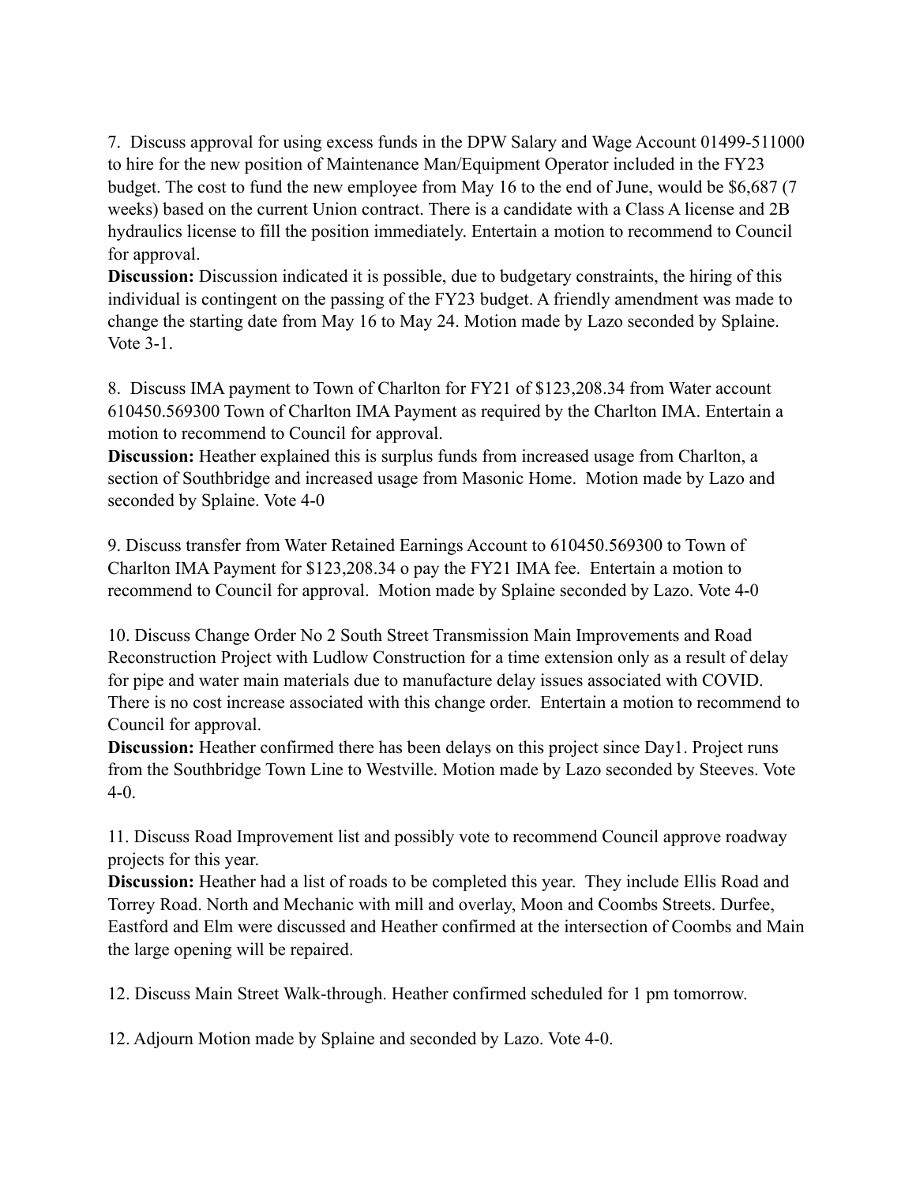7. Discuss approval for using excess funds in the DPW Salary and Wage Account 01499-511000 to hire for the new position of Maintenance Man/Equipment Operator included in the FY23 budget. The cost to fund the new employee from May 16 to the end of June, would be $6,687 (7 weeks) based on the current Union contract. There is a candidate with a Class A license and 2B hydraulics license to fill the position immediately. Entertain a motion to recommend to Council for approval.
**Discussion:** Discussion indicated it is possible, due to budgetary constraints, the hiring of this individual is contingent on the passing of the FY23 budget. A friendly amendment was made to change the starting date from May 16 to May 24. Motion made by Lazo seconded by Splaine. Vote 3-1.

8. Discuss IMA payment to Town of Charlton for FY21 of $123,208.34 from Water account 610450.569300 Town of Charlton IMA Payment as required by the Charlton IMA. Entertain a motion to recommend to Council for approval.
**Discussion:** Heather explained this is surplus funds from increased usage from Charlton, a section of Southbridge and increased usage from Masonic Home. Motion made by Lazo and seconded by Splaine. Vote 4-0

9. Discuss transfer from Water Retained Earnings Account to 610450.569300 to Town of Charlton IMA Payment for $123,208.34 o pay the FY21 IMA fee. Entertain a motion to recommend to Council for approval. Motion made by Splaine seconded by Lazo. Vote 4-0

10. Discuss Change Order No 2 South Street Transmission Main Improvements and Road Reconstruction Project with Ludlow Construction for a time extension only as a result of delay for pipe and water main materials due to manufacture delay issues associated with COVID. There is no cost increase associated with this change order. Entertain a motion to recommend to Council for approval.
**Discussion:** Heather confirmed there has been delays on this project since Day1. Project runs from the Southbridge Town Line to Westville. Motion made by Lazo seconded by Steeves. Vote 4-0.

11. Discuss Road Improvement list and possibly vote to recommend Council approve roadway projects for this year.
**Discussion:** Heather had a list of roads to be completed this year. They include Ellis Road and Torrey Road. North and Mechanic with mill and overlay, Moon and Coombs Streets. Durfee, Eastford and Elm were discussed and Heather confirmed at the intersection of Coombs and Main the large opening will be repaired.

12. Discuss Main Street Walk-through. Heather confirmed scheduled for 1 pm tomorrow.

12. Adjourn Motion made by Splaine and seconded by Lazo. Vote 4-0.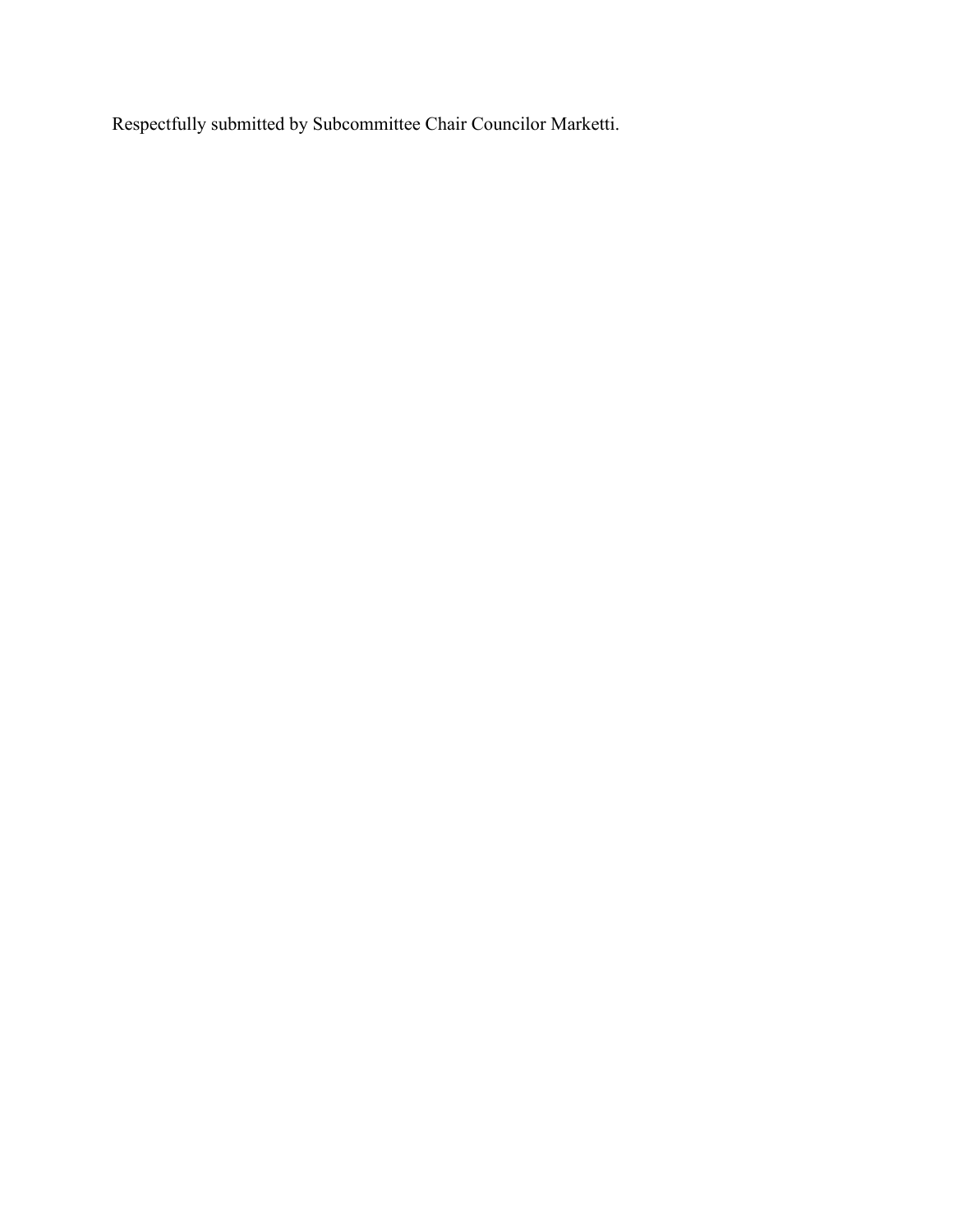Respectfully submitted by Subcommittee Chair Councilor Marketti.